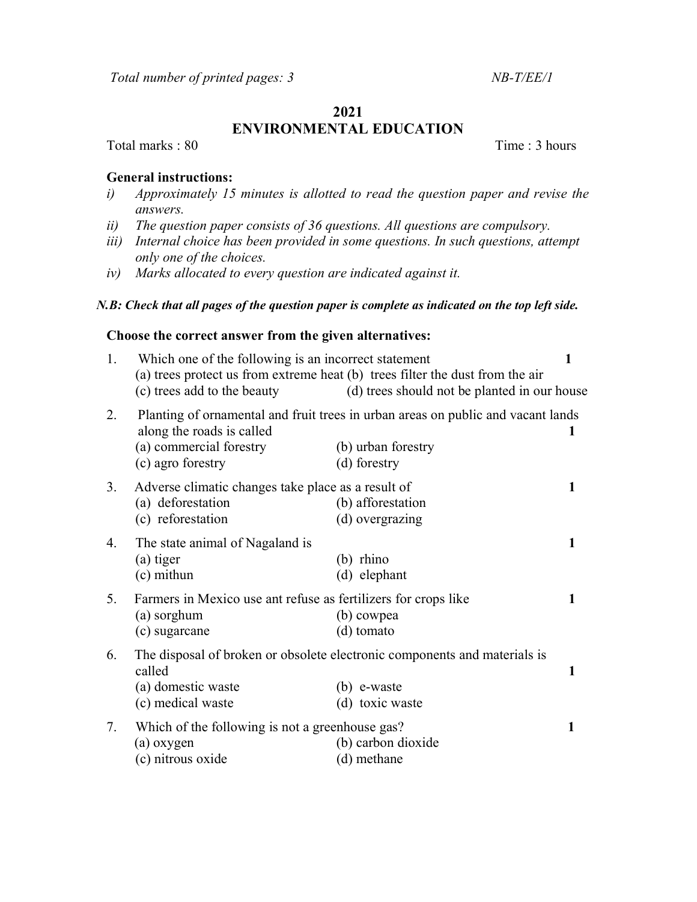Total number of printed pages: 3 NB-T/EE/1

# 2021
# ENVIRONMENTAL EDUCATION

Total marks : 80 Time : 3 hours

**General instructions:**

*i) Approximately 15 minutes is allotted to read the question paper and revise the answers.*
*ii) The question paper consists of 36 questions. All questions are compulsory.*
*iii) Internal choice has been provided in some questions. In such questions, attempt only one of the choices.*
*iv) Marks allocated to every question are indicated against it.*

***N.B: Check that all pages of the question paper is complete as indicated on the top left side.***

**Choose the correct answer from the given alternatives:**

1. Which one of the following is an incorrect statement **1**
   (a) trees protect us from extreme heat (b) trees filter the dust from the air
   (c) trees add to the beauty (d) trees should not be planted in our house

2. Planting of ornamental and fruit trees in urban areas on public and vacant lands along the roads is called **1**
   (a) commercial forestry (b) urban forestry
   (c) agro forestry (d) forestry

3. Adverse climatic changes take place as a result of **1**
   (a) deforestation (b) afforestation
   (c) reforestation (d) overgrazing

4. The state animal of Nagaland is **1**
   (a) tiger (b) rhino
   (c) mithun (d) elephant

5. Farmers in Mexico use ant refuse as fertilizers for crops like **1**
   (a) sorghum (b) cowpea
   (c) sugarcane (d) tomato

6. The disposal of broken or obsolete electronic components and materials is called **1**
   (a) domestic waste (b) e-waste
   (c) medical waste (d) toxic waste

7. Which of the following is not a greenhouse gas? **1**
   (a) oxygen (b) carbon dioxide
   (c) nitrous oxide (d) methane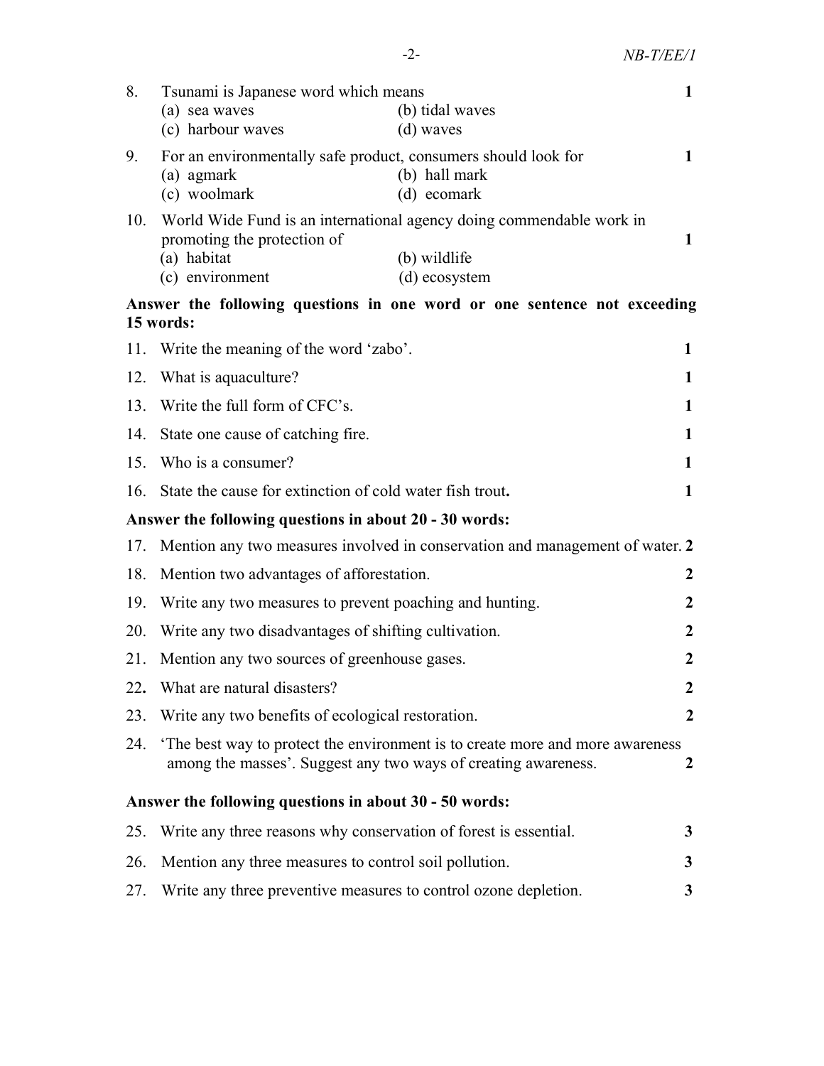8. Tsunami is Japanese word which means **1**
   (a) sea waves (b) tidal waves
   (c) harbour waves (d) waves

9. For an environmentally safe product, consumers should look for **1**
   (a) agmark (b) hall mark
   (c) woolmark (d) ecomark

10. World Wide Fund is an international agency doing commendable work in promoting the protection of **1**
    (a) habitat (b) wildlife
    (c) environment (d) ecosystem

**Answer the following questions in one word or one sentence not exceeding 15 words:**

11. Write the meaning of the word 'zabo'. **1**

12. What is aquaculture? **1**

13. Write the full form of CFC's. **1**

14. State one cause of catching fire. **1**

15. Who is a consumer? **1**

16. State the cause for extinction of cold water fish trout**.** **1**

**Answer the following questions in about 20 - 30 words:**

17. Mention any two measures involved in conservation and management of water. **2**

18. Mention two advantages of afforestation. **2**

19. Write any two measures to prevent poaching and hunting. **2**

20. Write any two disadvantages of shifting cultivation. **2**

21. Mention any two sources of greenhouse gases. **2**

22**.** What are natural disasters? **2**

23. Write any two benefits of ecological restoration. **2**

24. 'The best way to protect the environment is to create more and more awareness among the masses'. Suggest any two ways of creating awareness. **2**

**Answer the following questions in about 30 - 50 words:**

25. Write any three reasons why conservation of forest is essential. **3**

26. Mention any three measures to control soil pollution. **3**

27. Write any three preventive measures to control ozone depletion. **3**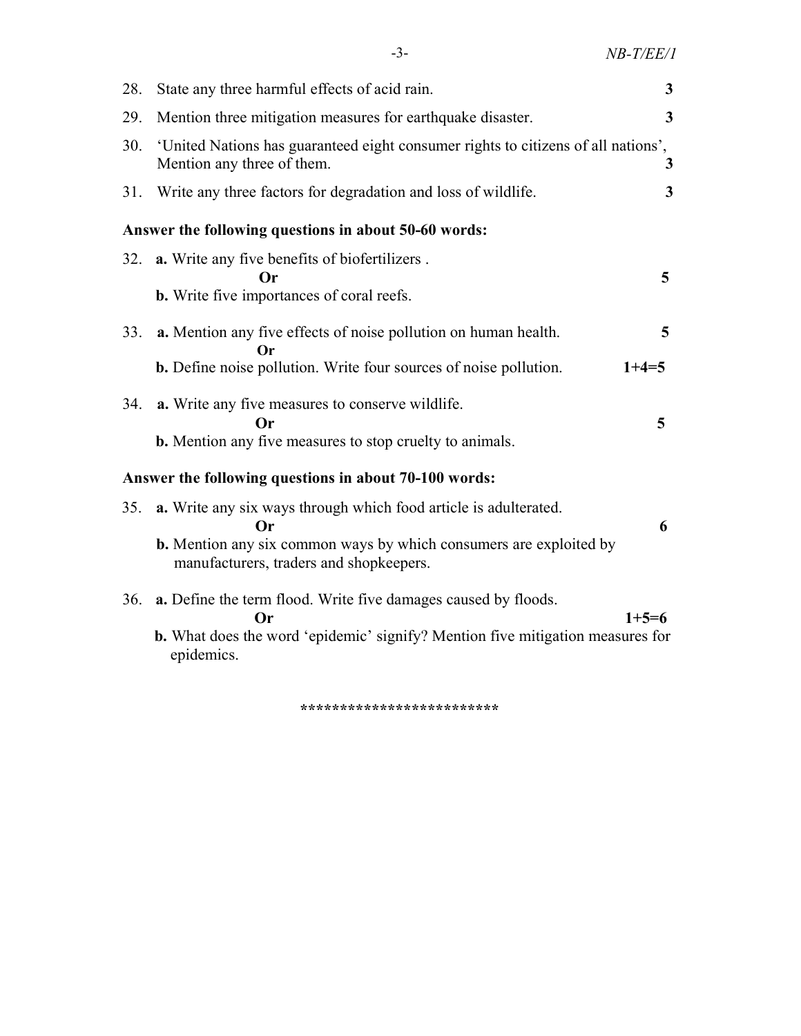28. State any three harmful effects of acid rain. **3**

29. Mention three mitigation measures for earthquake disaster. **3**

30. 'United Nations has guaranteed eight consumer rights to citizens of all nations', Mention any three of them. **3**

31. Write any three factors for degradation and loss of wildlife. **3**

**Answer the following questions in about 50-60 words:**

32. **a.** Write any five benefits of biofertilizers .

    **Or** **5**

    **b.** Write five importances of coral reefs.

33. **a.** Mention any five effects of noise pollution on human health. **5**

    **Or**

    **b.** Define noise pollution. Write four sources of noise pollution. **1+4=5**

34. **a.** Write any five measures to conserve wildlife.

    **Or** **5**

    **b.** Mention any five measures to stop cruelty to animals.

**Answer the following questions in about 70-100 words:**

35. **a.** Write any six ways through which food article is adulterated.

    **Or** **6**

    **b.** Mention any six common ways by which consumers are exploited by manufacturers, traders and shopkeepers.

36. **a.** Define the term flood. Write five damages caused by floods.

    **Or** **1+5=6**

    **b.** What does the word 'epidemic' signify? Mention five mitigation measures for epidemics.

************************